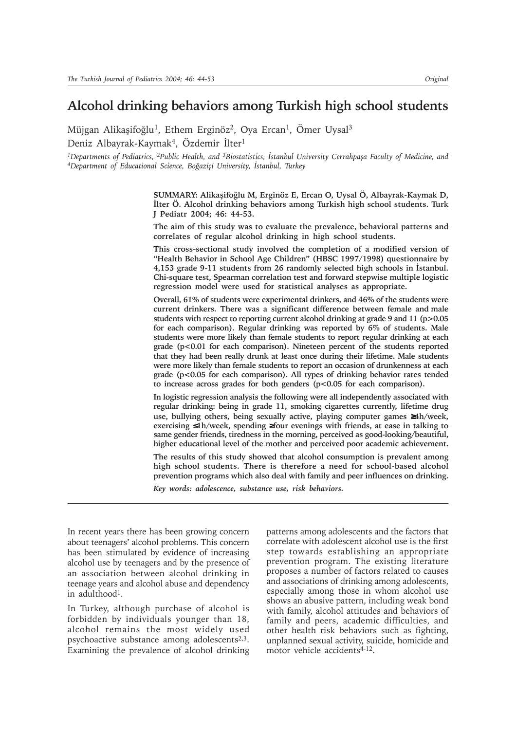# Alcohol drinking behaviors among Turkish high school students

Müjgan Alikaşifoğlu[1], Ethem Erginöz[2], Oya Ercan[1], Ömer Uysal[3]
Deniz Albayrak-Kaymak[4], Özdemir İlter[1]

*[1]Departments of Pediatrics, [2]Public Health, and [3]Biostatistics, İstanbul University Cerrahpaşa Faculty of Medicine, and [4]Department of Educational Science, Boğaziçi University, İstanbul, Turkey*

**SUMMARY: Alikaşifoğlu M, Erginöz E, Ercan O, Uysal Ö, Albayrak-Kaymak D, İlter Ö. Alcohol drinking behaviors among Turkish high school students. Turk J Pediatr 2004; 46: 44-53.**

**The aim of this study was to evaluate the prevalence, behavioral patterns and correlates of regular alcohol drinking in high school students.**

**This cross-sectional study involved the completion of a modified version of "Health Behavior in School Age Children" (HBSC 1997/1998) questionnaire by 4,153 grade 9-11 students from 26 randomly selected high schools in İstanbul. Chi-square test, Spearman correlation test and forward stepwise multiple logistic regression model were used for statistical analyses as appropriate.**

**Overall, 61% of students were experimental drinkers, and 46% of the students were current drinkers. There was a significant difference between female and male students with respect to reporting current alcohol drinking at grade 9 and 11 ($p>0.05$ for each comparison). Regular drinking was reported by 6% of students. Male students were more likely than female students to report regular drinking at each grade ($p<0.01$ for each comparison). Nineteen percent of the students reported that they had been really drunk at least once during their lifetime. Male students were more likely than female students to report an occasion of drunkenness at each grade ($p<0.05$ for each comparison). All types of drinking behavior rates tended to increase across grades for both genders ($p<0.05$ for each comparison).**

**In logistic regression analysis the following were all independently associated with regular drinking: being in grade 11, smoking cigarettes currently, lifetime drug use, bullying others, being sexually active, playing computer games ≥4h/week, exercising ≤1h/week, spending ≥four evenings with friends, at ease in talking to same gender friends, tiredness in the morning, perceived as good-looking/beautiful, higher educational level of the mother and perceived poor academic achievement.**

**The results of this study showed that alcohol consumption is prevalent among high school students. There is therefore a need for school-based alcohol prevention programs which also deal with family and peer influences on drinking.**

***Key words: adolescence, substance use, risk behaviors.***

---

In recent years there has been growing concern about teenagers' alcohol problems. This concern has been stimulated by evidence of increasing alcohol use by teenagers and by the presence of an association between alcohol drinking in teenage years and alcohol abuse and dependency in adulthood[1].

In Turkey, although purchase of alcohol is forbidden by individuals younger than 18, alcohol remains the most widely used psychoactive substance among adolescents[2,3]. Examining the prevalence of alcohol drinking patterns among adolescents and the factors that correlate with adolescent alcohol use is the first step towards establishing an appropriate prevention program. The existing literature proposes a number of factors related to causes and associations of drinking among adolescents, especially among those in whom alcohol use shows an abusive pattern, including weak bond with family, alcohol attitudes and behaviors of family and peers, academic difficulties, and other health risk behaviors such as fighting, unplanned sexual activity, suicide, homicide and motor vehicle accidents[4-12].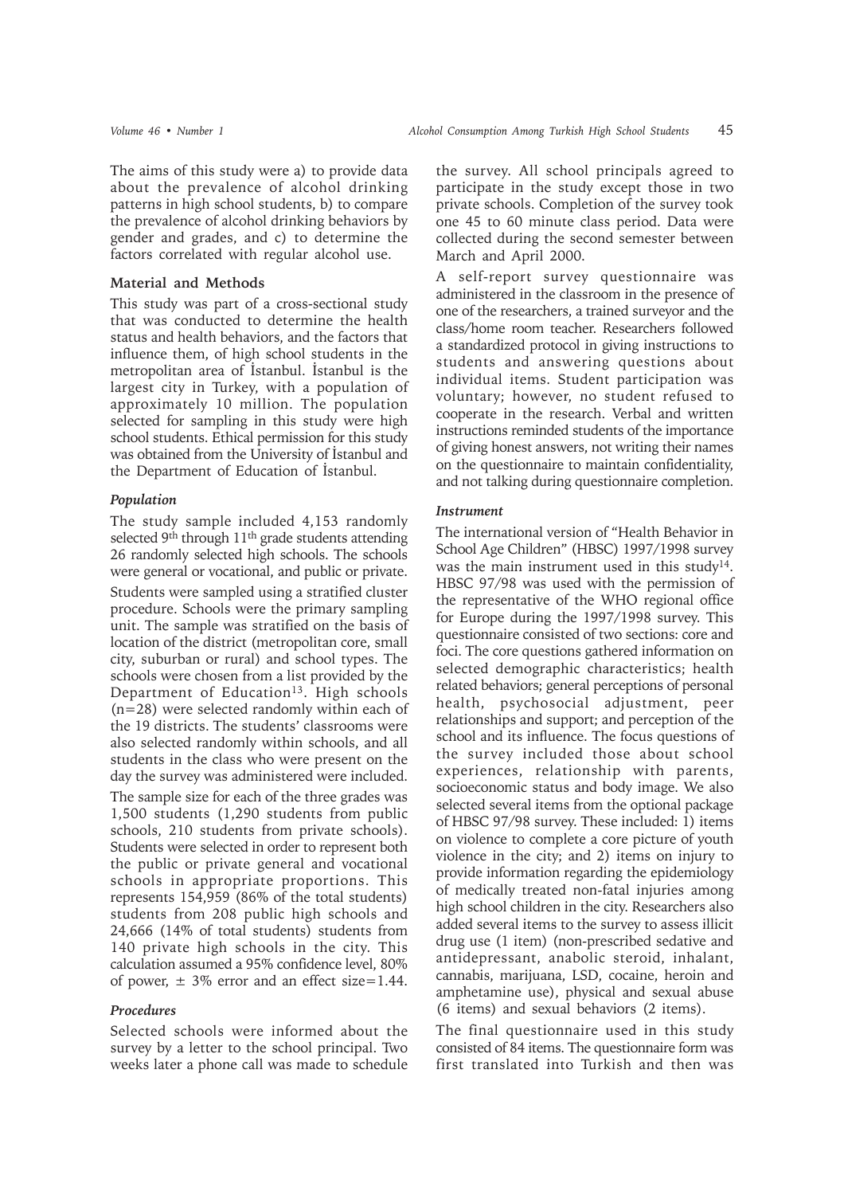The aims of this study were a) to provide data about the prevalence of alcohol drinking patterns in high school students, b) to compare the prevalence of alcohol drinking behaviors by gender and grades, and c) to determine the factors correlated with regular alcohol use.

## Material and Methods

This study was part of a cross-sectional study that was conducted to determine the health status and health behaviors, and the factors that influence them, of high school students in the metropolitan area of İstanbul. İstanbul is the largest city in Turkey, with a population of approximately 10 million. The population selected for sampling in this study were high school students. Ethical permission for this study was obtained from the University of İstanbul and the Department of Education of İstanbul.

### *Population*

The study sample included 4,153 randomly selected 9th through 11th grade students attending 26 randomly selected high schools. The schools were general or vocational, and public or private.

Students were sampled using a stratified cluster procedure. Schools were the primary sampling unit. The sample was stratified on the basis of location of the district (metropolitan core, small city, suburban or rural) and school types. The schools were chosen from a list provided by the Department of Education[13]. High schools (n=28) were selected randomly within each of the 19 districts. The students' classrooms were also selected randomly within schools, and all students in the class who were present on the day the survey was administered were included.

The sample size for each of the three grades was 1,500 students (1,290 students from public schools, 210 students from private schools). Students were selected in order to represent both the public or private general and vocational schools in appropriate proportions. This represents 154,959 (86% of the total students) students from 208 public high schools and 24,666 (14% of total students) students from 140 private high schools in the city. This calculation assumed a 95% confidence level, 80% of power, ± 3% error and an effect size=1.44.

### *Procedures*

Selected schools were informed about the survey by a letter to the school principal. Two weeks later a phone call was made to schedule the survey. All school principals agreed to participate in the study except those in two private schools. Completion of the survey took one 45 to 60 minute class period. Data were collected during the second semester between March and April 2000.

A self-report survey questionnaire was administered in the classroom in the presence of one of the researchers, a trained surveyor and the class/home room teacher. Researchers followed a standardized protocol in giving instructions to students and answering questions about individual items. Student participation was voluntary; however, no student refused to cooperate in the research. Verbal and written instructions reminded students of the importance of giving honest answers, not writing their names on the questionnaire to maintain confidentiality, and not talking during questionnaire completion.

### *Instrument*

The international version of "Health Behavior in School Age Children" (HBSC) 1997/1998 survey was the main instrument used in this study[14]. HBSC 97/98 was used with the permission of the representative of the WHO regional office for Europe during the 1997/1998 survey. This questionnaire consisted of two sections: core and foci. The core questions gathered information on selected demographic characteristics; health related behaviors; general perceptions of personal health, psychosocial adjustment, peer relationships and support; and perception of the school and its influence. The focus questions of the survey included those about school experiences, relationship with parents, socioeconomic status and body image. We also selected several items from the optional package of HBSC 97/98 survey. These included: 1) items on violence to complete a core picture of youth violence in the city; and 2) items on injury to provide information regarding the epidemiology of medically treated non-fatal injuries among high school children in the city. Researchers also added several items to the survey to assess illicit drug use (1 item) (non-prescribed sedative and antidepressant, anabolic steroid, inhalant, cannabis, marijuana, LSD, cocaine, heroin and amphetamine use), physical and sexual abuse (6 items) and sexual behaviors (2 items).

The final questionnaire used in this study consisted of 84 items. The questionnaire form was first translated into Turkish and then was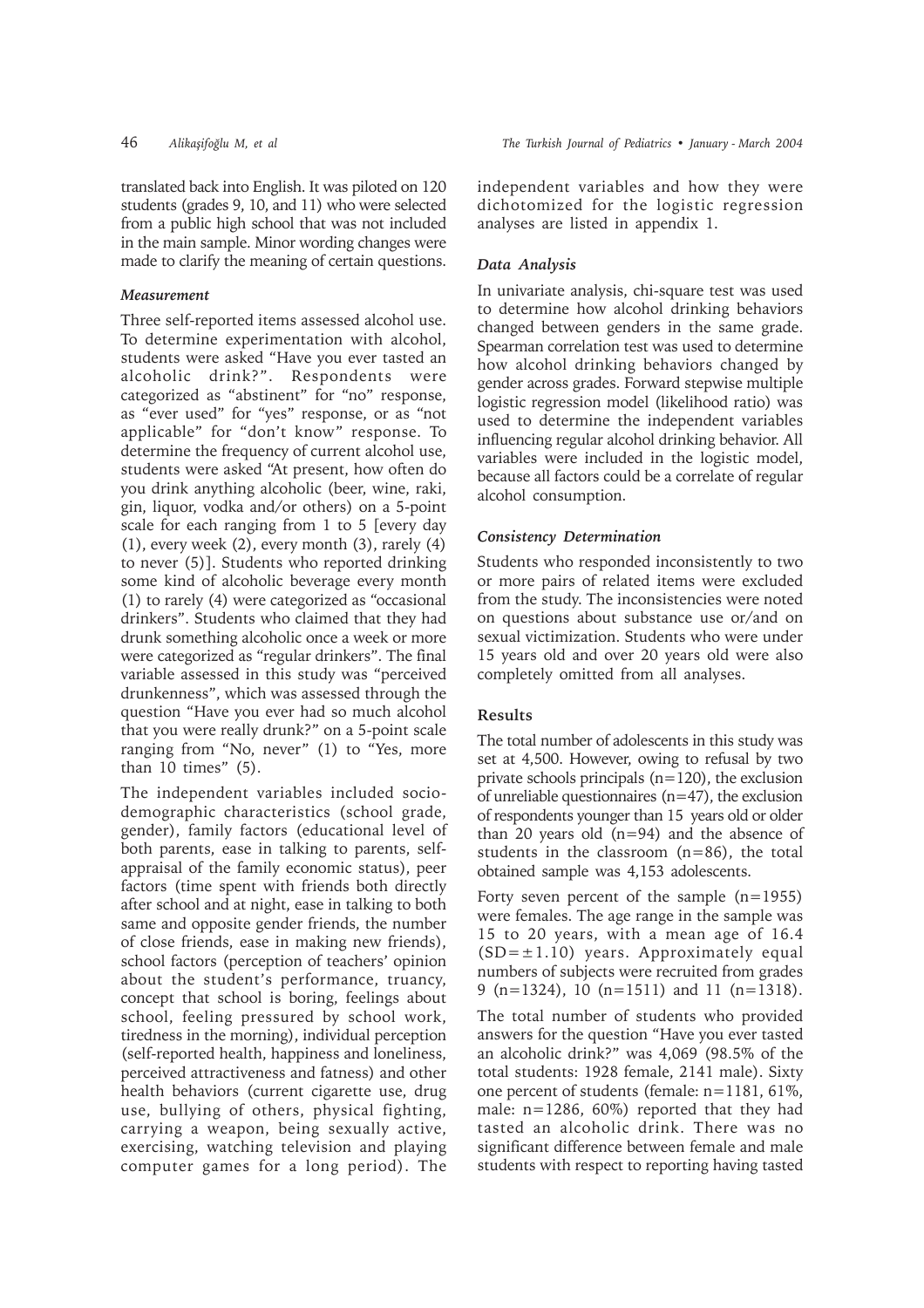translated back into English. It was piloted on 120 students (grades 9, 10, and 11) who were selected from a public high school that was not included in the main sample. Minor wording changes were made to clarify the meaning of certain questions.

### *Measurement*

Three self-reported items assessed alcohol use. To determine experimentation with alcohol, students were asked "Have you ever tasted an alcoholic drink?". Respondents were categorized as "abstinent" for "no" response, as "ever used" for "yes" response, or as "not applicable" for "don't know" response. To determine the frequency of current alcohol use, students were asked "At present, how often do you drink anything alcoholic (beer, wine, raki, gin, liquor, vodka and/or others) on a 5-point scale for each ranging from 1 to 5 [every day (1), every week (2), every month (3), rarely (4) to never (5)]. Students who reported drinking some kind of alcoholic beverage every month (1) to rarely (4) were categorized as "occasional drinkers". Students who claimed that they had drunk something alcoholic once a week or more were categorized as "regular drinkers". The final variable assessed in this study was "perceived drunkenness", which was assessed through the question "Have you ever had so much alcohol that you were really drunk?" on a 5-point scale ranging from "No, never" (1) to "Yes, more than 10 times" (5).

The independent variables included socio-demographic characteristics (school grade, gender), family factors (educational level of both parents, ease in talking to parents, self-appraisal of the family economic status), peer factors (time spent with friends both directly after school and at night, ease in talking to both same and opposite gender friends, the number of close friends, ease in making new friends), school factors (perception of teachers' opinion about the student's performance, truancy, concept that school is boring, feelings about school, feeling pressured by school work, tiredness in the morning), individual perception (self-reported health, happiness and loneliness, perceived attractiveness and fatness) and other health behaviors (current cigarette use, drug use, bullying of others, physical fighting, carrying a weapon, being sexually active, exercising, watching television and playing computer games for a long period). The independent variables and how they were dichotomized for the logistic regression analyses are listed in appendix 1.

### *Data Analysis*

In univariate analysis, chi-square test was used to determine how alcohol drinking behaviors changed between genders in the same grade. Spearman correlation test was used to determine how alcohol drinking behaviors changed by gender across grades. Forward stepwise multiple logistic regression model (likelihood ratio) was used to determine the independent variables influencing regular alcohol drinking behavior. All variables were included in the logistic model, because all factors could be a correlate of regular alcohol consumption.

### *Consistency Determination*

Students who responded inconsistently to two or more pairs of related items were excluded from the study. The inconsistencies were noted on questions about substance use or/and on sexual victimization. Students who were under 15 years old and over 20 years old were also completely omitted from all analyses.

## Results

The total number of adolescents in this study was set at 4,500. However, owing to refusal by two private schools principals (n=120), the exclusion of unreliable questionnaires (n=47), the exclusion of respondents younger than 15 years old or older than 20 years old (n=94) and the absence of students in the classroom (n=86), the total obtained sample was 4,153 adolescents.

Forty seven percent of the sample (n=1955) were females. The age range in the sample was 15 to 20 years, with a mean age of 16.4 (SD=±1.10) years. Approximately equal numbers of subjects were recruited from grades 9 (n=1324), 10 (n=1511) and 11 (n=1318).

The total number of students who provided answers for the question "Have you ever tasted an alcoholic drink?" was 4,069 (98.5% of the total students: 1928 female, 2141 male). Sixty one percent of students (female: n=1181, 61%, male: n=1286, 60%) reported that they had tasted an alcoholic drink. There was no significant difference between female and male students with respect to reporting having tasted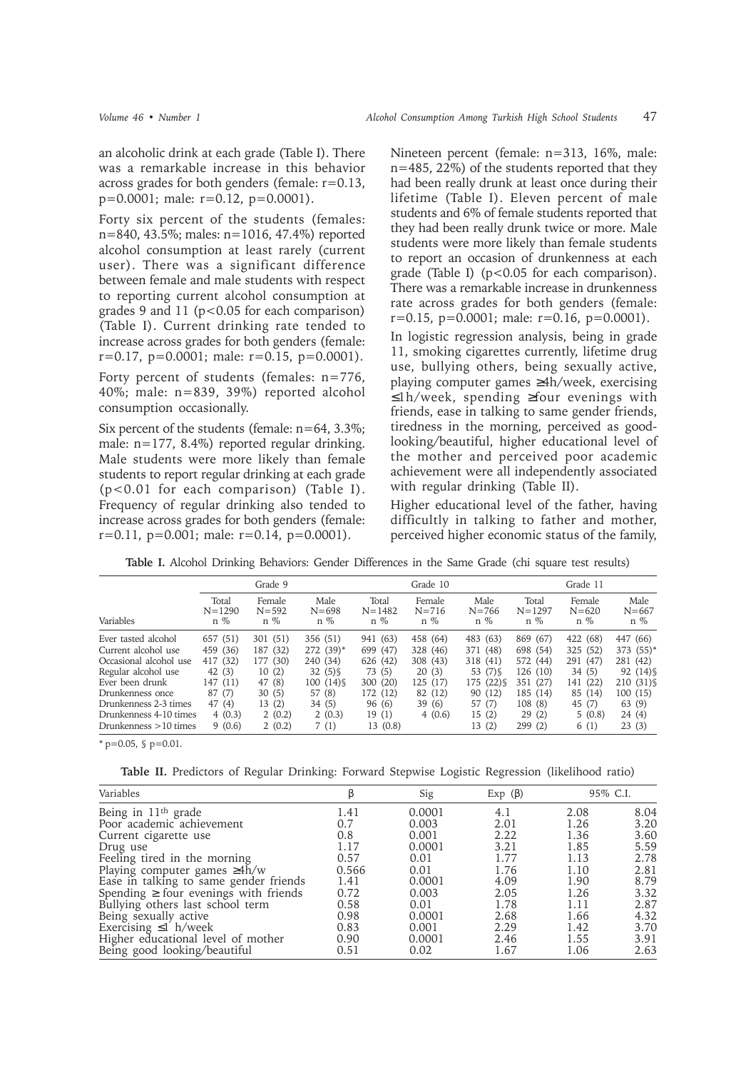an alcoholic drink at each grade (Table I). There was a remarkable increase in this behavior across grades for both genders (female: r=0.13, p=0.0001; male: r=0.12, p=0.0001).

Forty six percent of the students (females: n=840, 43.5%; males: n=1016, 47.4%) reported alcohol consumption at least rarely (current user). There was a significant difference between female and male students with respect to reporting current alcohol consumption at grades 9 and 11 (p<0.05 for each comparison) (Table I). Current drinking rate tended to increase across grades for both genders (female: r=0.17, p=0.0001; male: r=0.15, p=0.0001).

Forty percent of students (females: n=776, 40%; male: n=839, 39%) reported alcohol consumption occasionally.

Six percent of the students (female: n=64, 3.3%; male: n=177, 8.4%) reported regular drinking. Male students were more likely than female students to report regular drinking at each grade (p<0.01 for each comparison) (Table I). Frequency of regular drinking also tended to increase across grades for both genders (female: r=0.11, p=0.001; male: r=0.14, p=0.0001).

Nineteen percent (female: n=313, 16%, male: n=485, 22%) of the students reported that they had been really drunk at least once during their lifetime (Table I). Eleven percent of male students and 6% of female students reported that they had been really drunk twice or more. Male students were more likely than female students to report an occasion of drunkenness at each grade (Table I) (p<0.05 for each comparison). There was a remarkable increase in drunkenness rate across grades for both genders (female: r=0.15, p=0.0001; male: r=0.16, p=0.0001).

In logistic regression analysis, being in grade 11, smoking cigarettes currently, lifetime drug use, bullying others, being sexually active, playing computer games ≥4h/week, exercising ≤1h/week, spending ≥four evenings with friends, ease in talking to same gender friends, tiredness in the morning, perceived as good-looking/beautiful, higher educational level of the mother and perceived poor academic achievement were all independently associated with regular drinking (Table II).

Higher educational level of the father, having difficultly in talking to father and mother, perceived higher economic status of the family,

**Table I.** Alcohol Drinking Behaviors: Gender Differences in the Same Grade (chi square test results)

| | Grade 9 | | | Grade 10 | | | Grade 11 | | |
|---|---|---|---|---|---|---|---|---|---|
| Variables | Total N=1290 n % | Female N=592 n % | Male N=698 n % | Total N=1482 n % | Female N=716 n % | Male N=766 n % | Total N=1297 n % | Female N=620 n % | Male N=667 n % |
| Ever tasted alcohol | 657 (51) | 301 (51) | 356 (51) | 941 (63) | 458 (64) | 483 (63) | 869 (67) | 422 (68) | 447 (66) |
| Current alcohol use | 459 (36) | 187 (32) | 272 (39)* | 699 (47) | 328 (46) | 371 (48) | 698 (54) | 325 (52) | 373 (55)* |
| Occasional alcohol use | 417 (32) | 177 (30) | 240 (34) | 626 (42) | 308 (43) | 318 (41) | 572 (44) | 291 (47) | 281 (42) |
| Regular alcohol use | 42 (3) | 10 (2) | 32 (5)§ | 73 (5) | 20 (3) | 53 (7)§ | 126 (10) | 34 (5) | 92 (14)§ |
| Ever been drunk | 147 (11) | 47 (8) | 100 (14)§ | 300 (20) | 125 (17) | 175 (22)§ | 351 (27) | 141 (22) | 210 (31)§ |
| Drunkenness once | 87 (7) | 30 (5) | 57 (8) | 172 (12) | 82 (12) | 90 (12) | 185 (14) | 85 (14) | 100 (15) |
| Drunkenness 2-3 times | 47 (4) | 13 (2) | 34 (5) | 96 (6) | 39 (6) | 57 (7) | 108 (8) | 45 (7) | 63 (9) |
| Drunkenness 4-10 times | 4 (0.3) | 2 (0.2) | 2 (0.3) | 19 (1) | 4 (0.6) | 15 (2) | 29 (2) | 5 (0.8) | 24 (4) |
| Drunkenness >10 times | 9 (0.6) | 2 (0.2) | 7 (1) | 13 (0.8) | | 13 (2) | 299 (2) | 6 (1) | 23 (3) |

* p=0.05, § p=0.01.

**Table II.** Predictors of Regular Drinking: Forward Stepwise Logistic Regression (likelihood ratio)

| Variables | β | Sig | Exp (β) | 95% C.I. | |
|---|---|---|---|---|---|
| Being in 11th grade | 1.41 | 0.0001 | 4.1 | 2.08 | 8.04 |
| Poor academic achievement | 0.7 | 0.003 | 2.01 | 1.26 | 3.20 |
| Current cigarette use | 0.8 | 0.001 | 2.22 | 1.36 | 3.60 |
| Drug use | 1.17 | 0.0001 | 3.21 | 1.85 | 5.59 |
| Feeling tired in the morning | 0.57 | 0.01 | 1.77 | 1.13 | 2.78 |
| Playing computer games ≥4h/w | 0.566 | 0.01 | 1.76 | 1.10 | 2.81 |
| Ease in talking to same gender friends | 1.41 | 0.0001 | 4.09 | 1.90 | 8.79 |
| Spending ≥ four evenings with friends | 0.72 | 0.003 | 2.05 | 1.26 | 3.32 |
| Bullying others last school term | 0.58 | 0.01 | 1.78 | 1.11 | 2.87 |
| Being sexually active | 0.98 | 0.0001 | 2.68 | 1.66 | 4.32 |
| Exercising ≤1 h/week | 0.83 | 0.001 | 2.29 | 1.42 | 3.70 |
| Higher educational level of mother | 0.90 | 0.0001 | 2.46 | 1.55 | 3.91 |
| Being good looking/beautiful | 0.51 | 0.02 | 1.67 | 1.06 | 2.63 |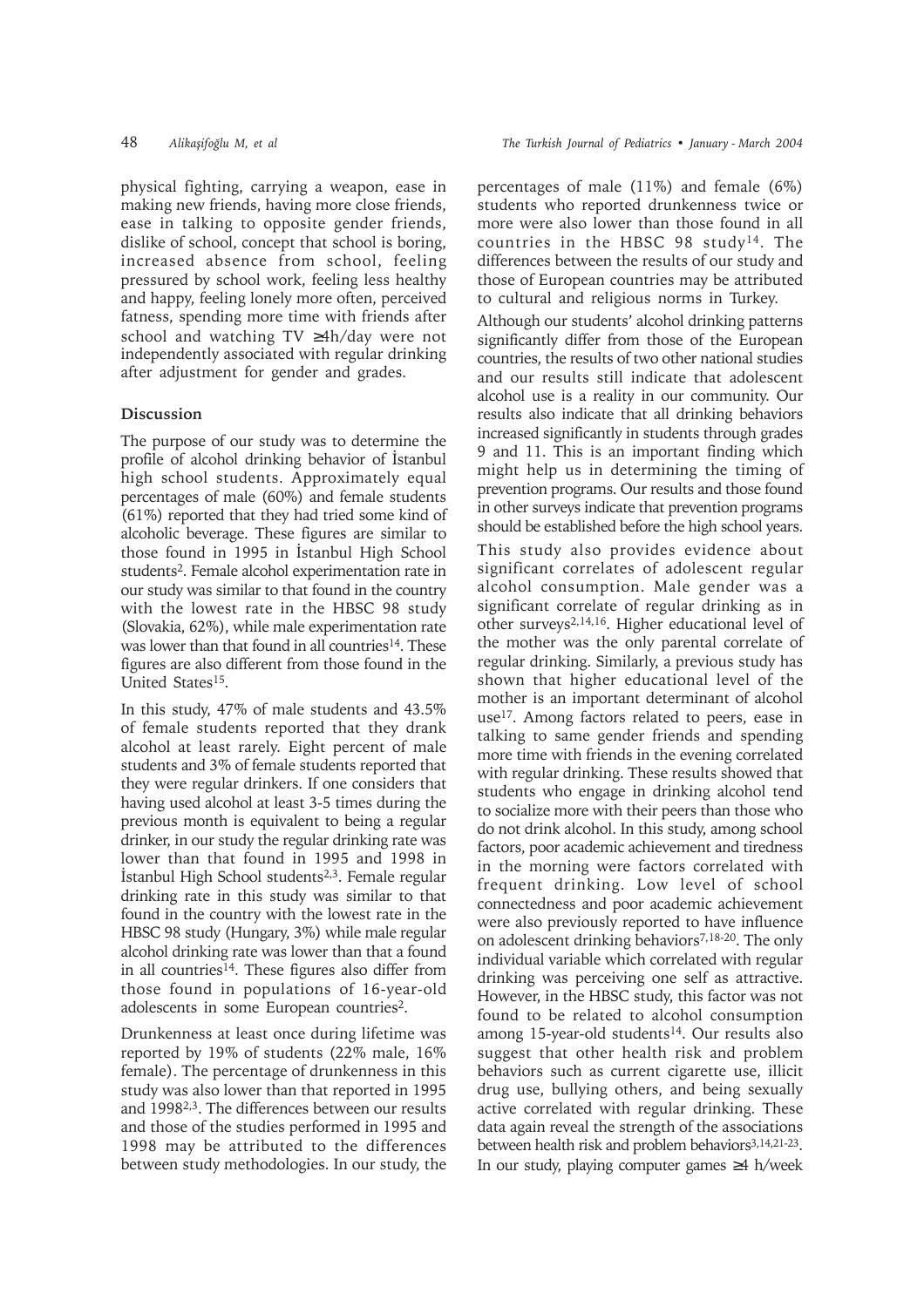physical fighting, carrying a weapon, ease in making new friends, having more close friends, ease in talking to opposite gender friends, dislike of school, concept that school is boring, increased absence from school, feeling pressured by school work, feeling less healthy and happy, feeling lonely more often, perceived fatness, spending more time with friends after school and watching TV ≥4h/day were not independently associated with regular drinking after adjustment for gender and grades.

## Discussion

The purpose of our study was to determine the profile of alcohol drinking behavior of İstanbul high school students. Approximately equal percentages of male (60%) and female students (61%) reported that they had tried some kind of alcoholic beverage. These figures are similar to those found in 1995 in İstanbul High School students[2]. Female alcohol experimentation rate in our study was similar to that found in the country with the lowest rate in the HBSC 98 study (Slovakia, 62%), while male experimentation rate was lower than that found in all countries[14]. These figures are also different from those found in the United States[15].

In this study, 47% of male students and 43.5% of female students reported that they drank alcohol at least rarely. Eight percent of male students and 3% of female students reported that they were regular drinkers. If one considers that having used alcohol at least 3-5 times during the previous month is equivalent to being a regular drinker, in our study the regular drinking rate was lower than that found in 1995 and 1998 in İstanbul High School students[2,3]. Female regular drinking rate in this study was similar to that found in the country with the lowest rate in the HBSC 98 study (Hungary, 3%) while male regular alcohol drinking rate was lower than that a found in all countries[14]. These figures also differ from those found in populations of 16-year-old adolescents in some European countries[2].

Drunkenness at least once during lifetime was reported by 19% of students (22% male, 16% female). The percentage of drunkenness in this study was also lower than that reported in 1995 and 1998[2,3]. The differences between our results and those of the studies performed in 1995 and 1998 may be attributed to the differences between study methodologies. In our study, the percentages of male (11%) and female (6%) students who reported drunkenness twice or more were also lower than those found in all countries in the HBSC 98 study[14]. The differences between the results of our study and those of European countries may be attributed to cultural and religious norms in Turkey.

Although our students' alcohol drinking patterns significantly differ from those of the European countries, the results of two other national studies and our results still indicate that adolescent alcohol use is a reality in our community. Our results also indicate that all drinking behaviors increased significantly in students through grades 9 and 11. This is an important finding which might help us in determining the timing of prevention programs. Our results and those found in other surveys indicate that prevention programs should be established before the high school years.

This study also provides evidence about significant correlates of adolescent regular alcohol consumption. Male gender was a significant correlate of regular drinking as in other surveys[2,14,16]. Higher educational level of the mother was the only parental correlate of regular drinking. Similarly, a previous study has shown that higher educational level of the mother is an important determinant of alcohol use[17]. Among factors related to peers, ease in talking to same gender friends and spending more time with friends in the evening correlated with regular drinking. These results showed that students who engage in drinking alcohol tend to socialize more with their peers than those who do not drink alcohol. In this study, among school factors, poor academic achievement and tiredness in the morning were factors correlated with frequent drinking. Low level of school connectedness and poor academic achievement were also previously reported to have influence on adolescent drinking behaviors[7,18-20]. The only individual variable which correlated with regular drinking was perceiving one self as attractive. However, in the HBSC study, this factor was not found to be related to alcohol consumption among 15-year-old students[14]. Our results also suggest that other health risk and problem behaviors such as current cigarette use, illicit drug use, bullying others, and being sexually active correlated with regular drinking. These data again reveal the strength of the associations between health risk and problem behaviors[3,14,21-23]. In our study, playing computer games ≥4 h/week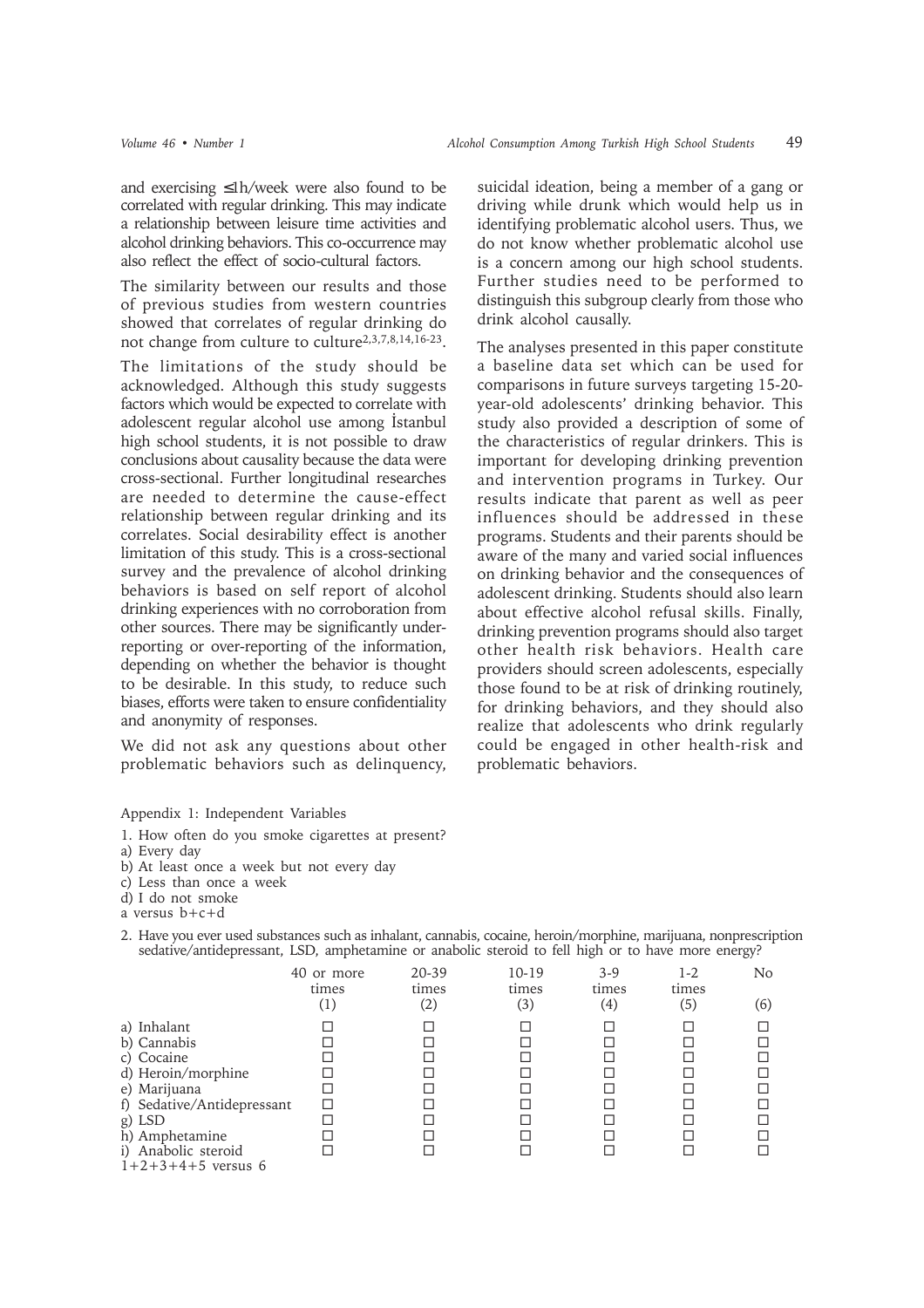and exercising ≤1h/week were also found to be correlated with regular drinking. This may indicate a relationship between leisure time activities and alcohol drinking behaviors. This co-occurrence may also reflect the effect of socio-cultural factors.

The similarity between our results and those of previous studies from western countries showed that correlates of regular drinking do not change from culture to culture[2,3,7,8,14,16-23].

The limitations of the study should be acknowledged. Although this study suggests factors which would be expected to correlate with adolescent regular alcohol use among İstanbul high school students, it is not possible to draw conclusions about causality because the data were cross-sectional. Further longitudinal researches are needed to determine the cause-effect relationship between regular drinking and its correlates. Social desirability effect is another limitation of this study. This is a cross-sectional survey and the prevalence of alcohol drinking behaviors is based on self report of alcohol drinking experiences with no corroboration from other sources. There may be significantly under-reporting or over-reporting of the information, depending on whether the behavior is thought to be desirable. In this study, to reduce such biases, efforts were taken to ensure confidentiality and anonymity of responses.

We did not ask any questions about other problematic behaviors such as delinquency, suicidal ideation, being a member of a gang or driving while drunk which would help us in identifying problematic alcohol users. Thus, we do not know whether problematic alcohol use is a concern among our high school students. Further studies need to be performed to distinguish this subgroup clearly from those who drink alcohol causally.

The analyses presented in this paper constitute a baseline data set which can be used for comparisons in future surveys targeting 15-20-year-old adolescents' drinking behavior. This study also provided a description of some of the characteristics of regular drinkers. This is important for developing drinking prevention and intervention programs in Turkey. Our results indicate that parent as well as peer influences should be addressed in these programs. Students and their parents should be aware of the many and varied social influences on drinking behavior and the consequences of adolescent drinking. Students should also learn about effective alcohol refusal skills. Finally, drinking prevention programs should also target other health risk behaviors. Health care providers should screen adolescents, especially those found to be at risk of drinking routinely, for drinking behaviors, and they should also realize that adolescents who drink regularly could be engaged in other health-risk and problematic behaviors.

Appendix 1: Independent Variables

1. How often do you smoke cigarettes at present?

a) Every day
b) At least once a week but not every day
c) Less than once a week
d) I do not smoke

a versus b+c+d

2. Have you ever used substances such as inhalant, cannabis, cocaine, heroin/morphine, marijuana, nonprescription sedative/antidepressant, LSD, amphetamine or anabolic steroid to fell high or to have more energy?

| | 40 or more times (1) | 20-39 times (2) | 10-19 times (3) | 3-9 times (4) | 1-2 times (5) | No (6) |
|---|---|---|---|---|---|---|
| a) Inhalant | ☐ | ☐ | ☐ | ☐ | ☐ | ☐ |
| b) Cannabis | ☐ | ☐ | ☐ | ☐ | ☐ | ☐ |
| c) Cocaine | ☐ | ☐ | ☐ | ☐ | ☐ | ☐ |
| d) Heroin/morphine | ☐ | ☐ | ☐ | ☐ | ☐ | ☐ |
| e) Marijuana | ☐ | ☐ | ☐ | ☐ | ☐ | ☐ |
| f) Sedative/Antidepressant | ☐ | ☐ | ☐ | ☐ | ☐ | ☐ |
| g) LSD | ☐ | ☐ | ☐ | ☐ | ☐ | ☐ |
| h) Amphetamine | ☐ | ☐ | ☐ | ☐ | ☐ | ☐ |
| i) Anabolic steroid | ☐ | ☐ | ☐ | ☐ | ☐ | ☐ |

1+2+3+4+5 versus 6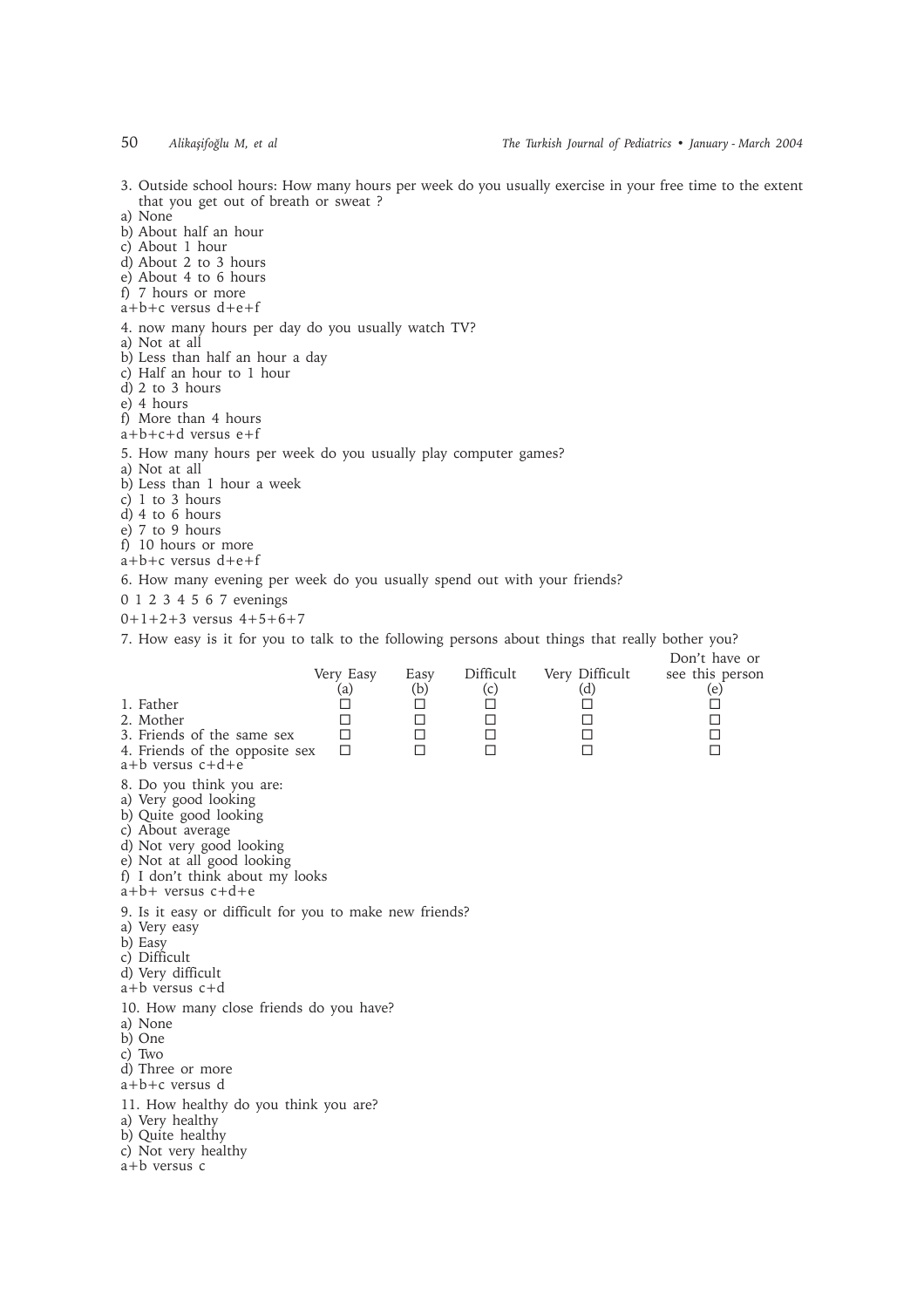3. Outside school hours: How many hours per week do you usually exercise in your free time to the extent that you get out of breath or sweat ?
a) None
b) About half an hour
c) About 1 hour
d) About 2 to 3 hours
e) About 4 to 6 hours
f) 7 hours or more
a+b+c versus d+e+f

4. now many hours per day do you usually watch TV?
a) Not at all
b) Less than half an hour a day
c) Half an hour to 1 hour
d) 2 to 3 hours
e) 4 hours
f) More than 4 hours
a+b+c+d versus e+f

5. How many hours per week do you usually play computer games?
a) Not at all
b) Less than 1 hour a week
c) 1 to 3 hours
d) 4 to 6 hours
e) 7 to 9 hours
f) 10 hours or more
a+b+c versus d+e+f

6. How many evening per week do you usually spend out with your friends?

0 1 2 3 4 5 6 7 evenings

0+1+2+3 versus 4+5+6+7

7. How easy is it for you to talk to the following persons about things that really bother you?

| | Very Easy (a) | Easy (b) | Difficult (c) | Very Difficult (d) | Don't have or see this person (e) |
|---|---|---|---|---|---|
| 1. Father | ☐ | ☐ | ☐ | ☐ | ☐ |
| 2. Mother | ☐ | ☐ | ☐ | ☐ | ☐ |
| 3. Friends of the same sex | ☐ | ☐ | ☐ | ☐ | ☐ |
| 4. Friends of the opposite sex | ☐ | ☐ | ☐ | ☐ | ☐ |

a+b versus c+d+e

8. Do you think you are:
a) Very good looking
b) Quite good looking
c) About average
d) Not very good looking
e) Not at all good looking
f) I don't think about my looks
a+b+ versus c+d+e

9. Is it easy or difficult for you to make new friends?
a) Very easy
b) Easy
c) Difficult
d) Very difficult
a+b versus c+d

10. How many close friends do you have?
a) None
b) One
c) Two
d) Three or more
a+b+c versus d

11. How healthy do you think you are?
a) Very healthy
b) Quite healthy
c) Not very healthy
a+b versus c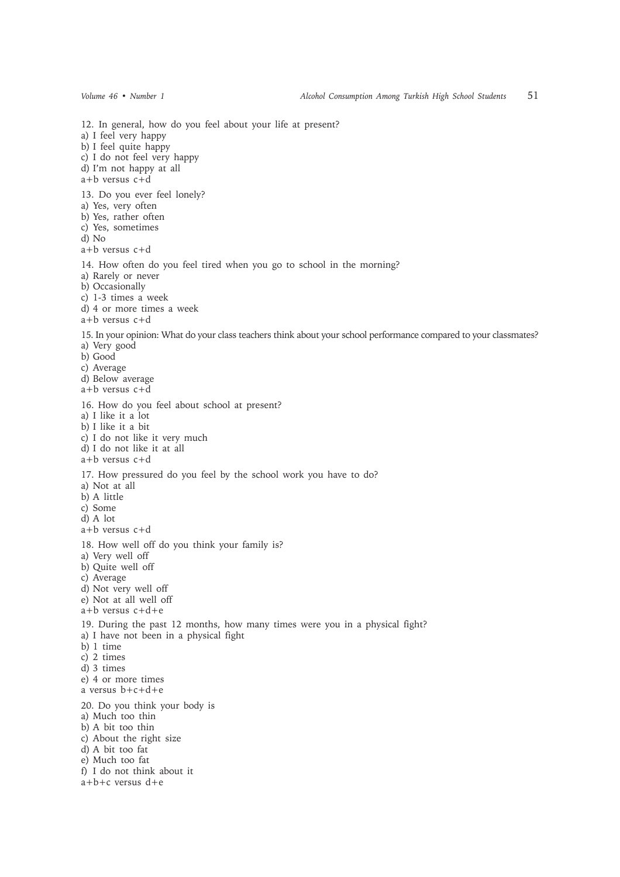12. In general, how do you feel about your life at present?
a) I feel very happy
b) I feel quite happy
c) I do not feel very happy
d) I'm not happy at all
a+b versus c+d

13. Do you ever feel lonely?
a) Yes, very often
b) Yes, rather often
c) Yes, sometimes
d) No
a+b versus c+d

14. How often do you feel tired when you go to school in the morning?
a) Rarely or never
b) Occasionally
c) 1-3 times a week
d) 4 or more times a week
a+b versus c+d

15. In your opinion: What do your class teachers think about your school performance compared to your classmates?
a) Very good
b) Good
c) Average
d) Below average
a+b versus c+d

16. How do you feel about school at present?
a) I like it a lot
b) I like it a bit
c) I do not like it very much
d) I do not like it at all
a+b versus c+d

17. How pressured do you feel by the school work you have to do?
a) Not at all
b) A little
c) Some
d) A lot
a+b versus c+d

18. How well off do you think your family is?
a) Very well off
b) Quite well off
c) Average
d) Not very well off
e) Not at all well off
a+b versus c+d+e

19. During the past 12 months, how many times were you in a physical fight?
a) I have not been in a physical fight
b) 1 time
c) 2 times
d) 3 times
e) 4 or more times
a versus b+c+d+e

20. Do you think your body is
a) Much too thin
b) A bit too thin
c) About the right size
d) A bit too fat
e) Much too fat
f) I do not think about it
a+b+c versus d+e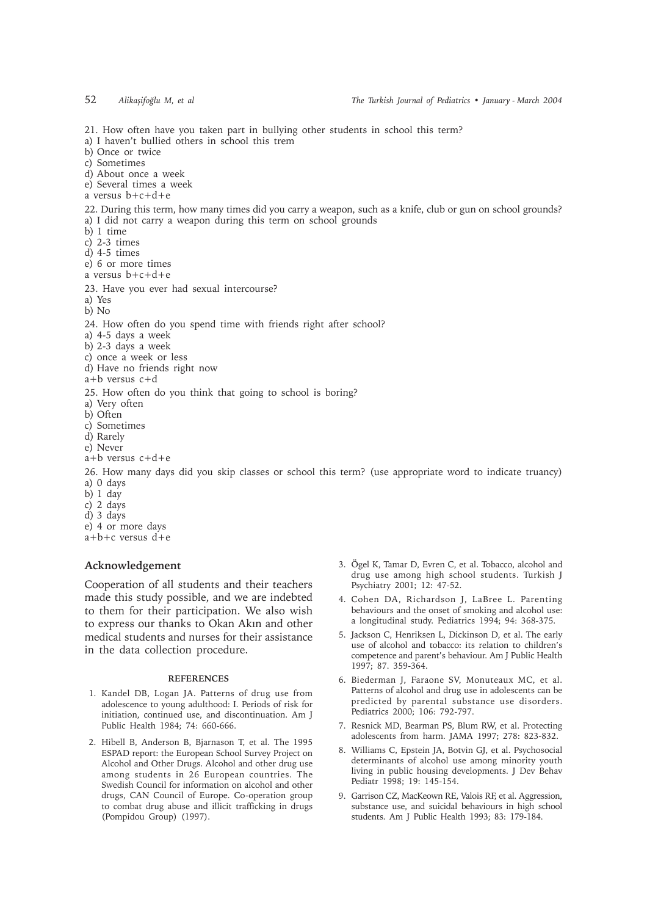21. How often have you taken part in bullying other students in school this term?
a) I haven't bullied others in school this trem
b) Once or twice
c) Sometimes
d) About once a week
e) Several times a week
a versus b+c+d+e

22. During this term, how many times did you carry a weapon, such as a knife, club or gun on school grounds?
a) I did not carry a weapon during this term on school grounds
b) 1 time
c) 2-3 times
d) 4-5 times
e) 6 or more times
a versus b+c+d+e

23. Have you ever had sexual intercourse?
a) Yes
b) No

24. How often do you spend time with friends right after school?
a) 4-5 days a week
b) 2-3 days a week
c) once a week or less
d) Have no friends right now
a+b versus c+d

25. How often do you think that going to school is boring?
a) Very often
b) Often
c) Sometimes
d) Rarely
e) Never
a+b versus c+d+e

26. How many days did you skip classes or school this term? (use appropriate word to indicate truancy)
a) 0 days
b) 1 day
c) 2 days
d) 3 days
e) 4 or more days
a+b+c versus d+e

## Acknowledgement

Cooperation of all students and their teachers made this study possible, and we are indebted to them for their participation. We also wish to express our thanks to Okan Akın and other medical students and nurses for their assistance in the data collection procedure.

### REFERENCES

1. Kandel DB, Logan JA. Patterns of drug use from adolescence to young adulthood: I. Periods of risk for initiation, continued use, and discontinuation. Am J Public Health 1984; 74: 660-666.
2. Hibell B, Anderson B, Bjarnason T, et al. The 1995 ESPAD report: the European School Survey Project on Alcohol and Other Drugs. Alcohol and other drug use among students in 26 European countries. The Swedish Council for information on alcohol and other drugs, CAN Council of Europe. Co-operation group to combat drug abuse and illicit trafficking in drugs (Pompidou Group) (1997).
3. Ögel K, Tamar D, Evren C, et al. Tobacco, alcohol and drug use among high school students. Turkish J Psychiatry 2001; 12: 47-52.
4. Cohen DA, Richardson J, LaBree L. Parenting behaviours and the onset of smoking and alcohol use: a longitudinal study. Pediatrics 1994; 94: 368-375.
5. Jackson C, Henriksen L, Dickinson D, et al. The early use of alcohol and tobacco: its relation to children's competence and parent's behaviour. Am J Public Health 1997; 87. 359-364.
6. Biederman J, Faraone SV, Monuteaux MC, et al. Patterns of alcohol and drug use in adolescents can be predicted by parental substance use disorders. Pediatrics 2000; 106: 792-797.
7. Resnick MD, Bearman PS, Blum RW, et al. Protecting adolescents from harm. JAMA 1997; 278: 823-832.
8. Williams C, Epstein JA, Botvin GJ, et al. Psychosocial determinants of alcohol use among minority youth living in public housing developments. J Dev Behav Pediatr 1998; 19: 145-154.
9. Garrison CZ, MacKeown RE, Valois RF, et al. Aggression, substance use, and suicidal behaviours in high school students. Am J Public Health 1993; 83: 179-184.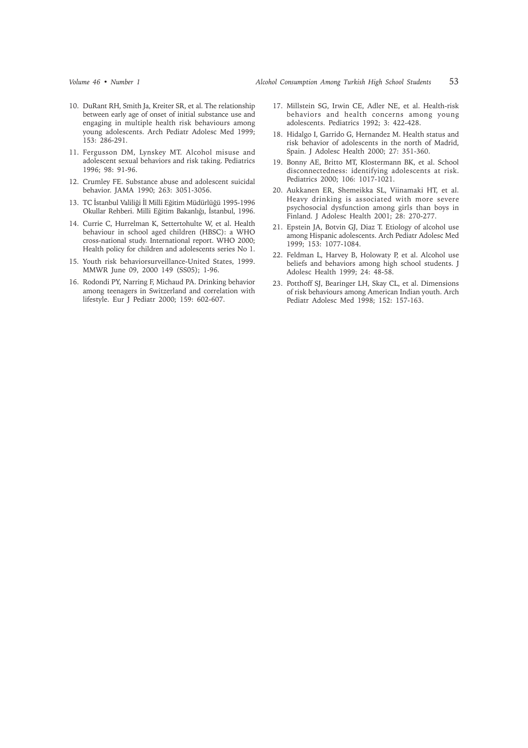10. DuRant RH, Smith Ja, Kreiter SR, et al. The relationship between early age of onset of initial substance use and engaging in multiple health risk behaviours among young adolescents. Arch Pediatr Adolesc Med 1999; 153: 286-291.
11. Fergusson DM, Lynskey MT. Alcohol misuse and adolescent sexual behaviors and risk taking. Pediatrics 1996; 98: 91-96.
12. Crumley FE. Substance abuse and adolescent suicidal behavior. JAMA 1990; 263: 3051-3056.
13. TC İstanbul Valiliği İl Milli Eğitim Müdürlüğü 1995-1996 Okullar Rehberi. Milli Eğitim Bakanlığı, İstanbul, 1996.
14. Currie C, Hurrelman K, Settertohulte W, et al. Health behaviour in school aged children (HBSC): a WHO cross-national study. International report. WHO 2000; Health policy for children and adolescents series No 1.
15. Youth risk behaviorsurveillance-United States, 1999. MMWR June 09, 2000 149 (SS05); 1-96.
16. Rodondi PY, Narring F, Michaud PA. Drinking behavior among teenagers in Switzerland and correlation with lifestyle. Eur J Pediatr 2000; 159: 602-607.
17. Millstein SG, Irwin CE, Adler NE, et al. Health-risk behaviors and health concerns among young adolescents. Pediatrics 1992; 3: 422-428.
18. Hidalgo I, Garrido G, Hernandez M. Health status and risk behavior of adolescents in the north of Madrid, Spain. J Adolesc Health 2000; 27: 351-360.
19. Bonny AE, Britto MT, Klostermann BK, et al. School disconnectedness: identifying adolescents at risk. Pediatrics 2000; 106: 1017-1021.
20. Aukkanen ER, Shemeikka SL, Viinamaki HT, et al. Heavy drinking is associated with more severe psychosocial dysfunction among girls than boys in Finland. J Adolesc Health 2001; 28: 270-277.
21. Epstein JA, Botvin GJ, Diaz T. Etiology of alcohol use among Hispanic adolescents. Arch Pediatr Adolesc Med 1999; 153: 1077-1084.
22. Feldman L, Harvey B, Holowaty P, et al. Alcohol use beliefs and behaviors among high school students. J Adolesc Health 1999; 24: 48-58.
23. Potthoff SJ, Bearinger LH, Skay CL, et al. Dimensions of risk behaviours among American Indian youth. Arch Pediatr Adolesc Med 1998; 152: 157-163.